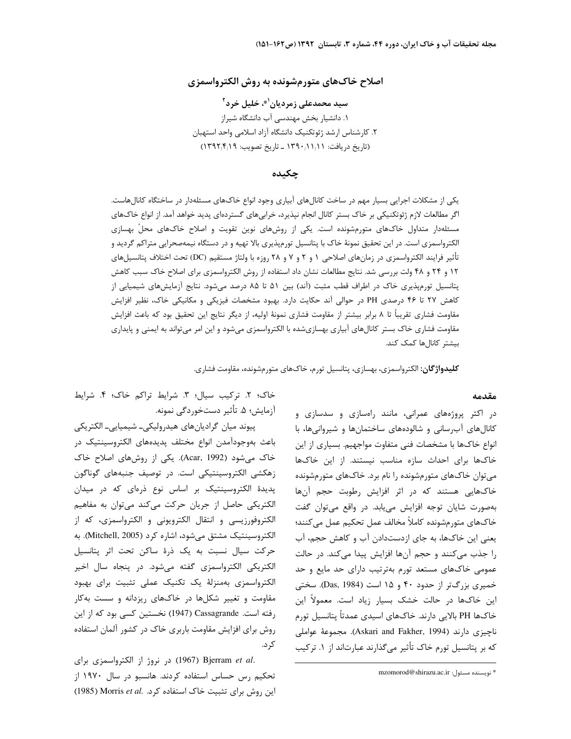# اصلاح خاک‌های متورم‌شونده به روش الکترواسمزی

**سید محمدعلی زمردیان[1]*، خلیل خرد[2]**

۱. دانشیار بخش مهندسی آب دانشگاه شیراز

۲. کارشناس ارشد ژئوتکنیک دانشگاه آزاد اسلامی واحد استهبان

(تاریخ دریافت: ۱۳۹۰/۱۱/۱۱ ـ تاریخ تصویب: ۱۳۹۲/۴/۱۹)

## چکیده

یکی از مشکلات اجرایی بسیار مهم در ساخت کانال‌های آبیاری وجود انواع خاک‌های مسئله‌دار در ساختگاه کانال‌هاست. اگر مطالعات لازم ژئوتکنیکی بر خاک بستر کانال انجام نپذیرد، خرابی‌های گسترده‌ای پدید خواهد آمد. از انواع خاک‌های مسئله‌دار متداول خاک‌های متورم‌شونده است. یکی از روش‌های نوین تقویت و اصلاح خاک‌های محلْ بهسازی الکترواسمزی است. در این تحقیق نمونهٔ خاک با پتانسیل تورم‌پذیری بالا تهیه و در دستگاه نیمه‌صحرایی متراکم گردید و تأثیر فرایند الکترواسمزی در زمان‌های اصلاحی ۱ و ۲ و ۷ و ۲۸ روزه با ولتاژ مستقیم (DC) تحت اختلاف پتانسیل‌های ۱۲ و ۲۴ و ۴۸ ولت بررسی شد. نتایج مطالعات نشان داد استفاده از روش الکترواسمزی برای اصلاح خاک سبب کاهش پتانسیل تورم‌پذیری خاک در اطراف قطب مثبت (آند) بین ۵۱ تا ۸۵ درصد می‌شود. نتایج آزمایش‌های شیمیایی از کاهش ۲۷ تا ۴۶ درصدی PH در حوالی آند حکایت دارد. بهبود مشخصات فیزیکی و مکانیکی خاک، نظیر افزایش مقاومت فشاری تقریباً تا ۸ برابر بیشتر از مقاومت فشاری نمونهٔ اولیه، از دیگر نتایج این تحقیق بود که باعث افزایش مقاومت فشاری خاک بستر کانال‌های آبیاری بهسازی‌شده با الکترواسمزی می‌شود و این امر می‌تواند به ایمنی و پایداری بیشتر کانال‌ها کمک کند.

**کلیدواژگان:** الکترواسمزی، بهسازی، پتانسیل تورم، خاک‌های متورم‌شونده، مقاومت فشاری.

## مقدمه

در اکثر پروژه‌های عمرانی، مانند راه‌سازی و سدسازی و کانال‌های آب‌رسانی و شالوده‌های ساختمان‌ها و شیروانی‌ها، با انواع خاک‌ها با مشخصات فنی متفاوت مواجهیم. بسیاری از این خاک‌ها برای احداث سازه مناسب نیستند. از این خاک‌ها می‌توان خاک‌های متورم‌شونده را نام برد. خاک‌های متورم‌شونده خاک‌هایی هستند که در اثر افزایش رطوبت حجم آن‌ها به‌صورت شایان توجه افزایش می‌یابد. در واقع می‌توان گفت خاک‌های متورم‌شونده کاملاً مخالف عمل تحکیم عمل می‌کنند؛ یعنی این خاک‌ها، به جای ازدست‌دادن آب و کاهش حجم، آب را جذب می‌کنند و حجم آن‌ها افزایش پیدا می‌کند. در حالت عمومی خاک‌های مستعد تورم به‌ترتیب دارای حد مایع و حد خمیری بزرگ‌تر از حدود ۴۰ و ۱۵ است (Das, 1984). سختی این خاک‌ها در حالت خشک بسیار زیاد است. معمولاً این خاک‌ها PH بالایی دارند. خاک‌های اسیدی عمدتاً پتانسیل تورم ناچیزی دارند (Askari and Fakher, 1994). مجموعهٔ عواملی که بر پتانسیل تورم خاک تأثیر می‌گذارند عبارت‌اند از ۱. ترکیب خاک؛ ۲. ترکیب سیال؛ ۳. شرایط تراکم خاک؛ ۴. شرایط آزمایش؛ ۵. تأثیر دست‌خوردگی نمونه.

پیوند میان گرادیان‌های هیدرولیکی- شیمیایی- الکتریکی باعث به‌وجودآمدن انواع مختلف پدیده‌های الکتروسینتیک در خاک می‌شود (Acar, 1992). یکی از روش‌های اصلاح خاک زهکشی الکتروسینتیکی است. در توصیف جنبه‌های گوناگون پدیدهٔ الکتروسینتیک بر اساس نوع ذره‌ای که در میدان الکتریکی حاصل از جریان حرکت می‌کند می‌توان به مفاهیم الکتروفورزیسی و انتقال الکترویونی و الکترواسمزی، که از الکتروسینتیک مشتق می‌شود، اشاره کرد (Mitchell, 2005). به حرکت سیال نسبت به یک ذرهٔ ساکن تحت اثر پتانسیل الکتریکی الکترواسمزی گفته می‌شود. در پنجاه سال اخیر الکترواسمزی به‌منزلهٔ یک تکنیک عملی تثبیت برای بهبود مقاومت و تغییر شکل‌ها در خاک‌های ریزدانه و سست به‌کار رفته است. Cassagrande (1947) نخستین کسی بود که از این روش برای افزایش مقاومت باربری خاک در کشور آلمان استفاده کرد.

Bjerram *et al.* (1967) در نروژ از الکترواسمزی برای تحکیم رس حساس استفاده کردند. هانسبو در سال ۱۹۷۰ از این روش برای تثبیت خاک استفاده کرد. Morris *et al.* (1985)

* نویسنده مسئول: mzomorod@shirazu.ac.ir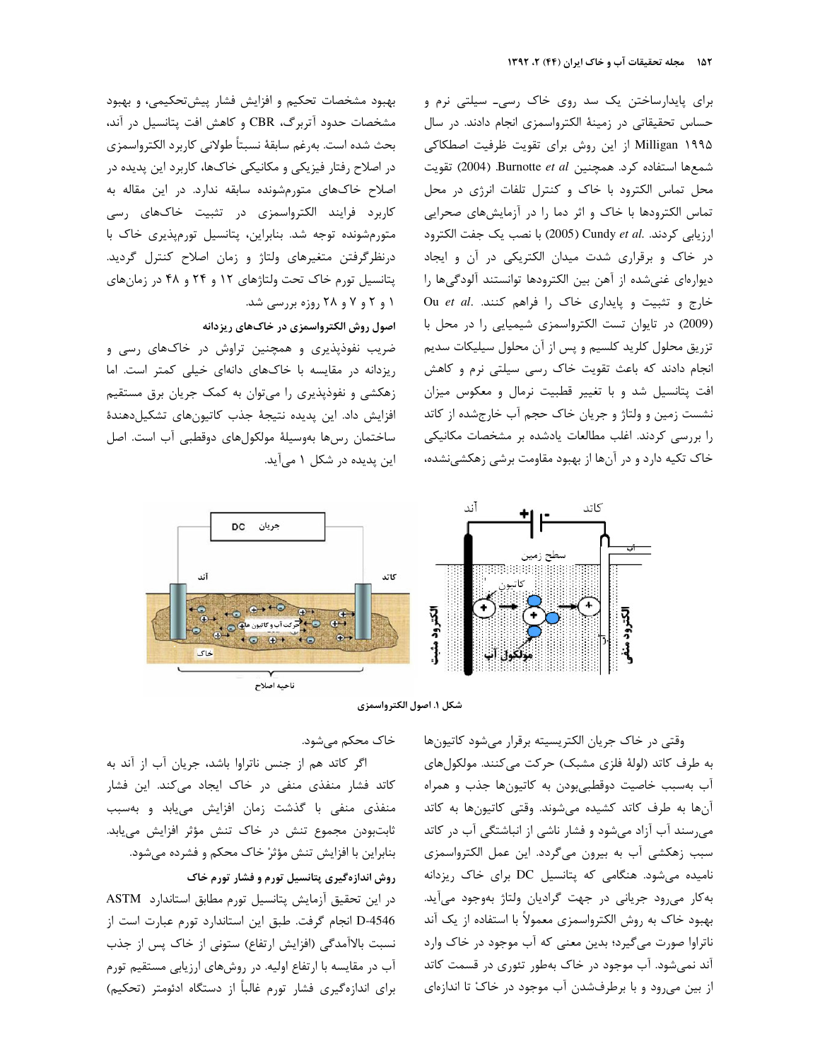برای پایدارساختن یک سد روی خاک رسی- سیلتی نرم و حساس تحقیقاتی در زمینهٔ الکترواسمزی انجام دادند. در سال ۱۹۹۵ Milligan از این روش برای تقویت ظرفیت اصطکاکی شمع‌ها استفاده کرد. همچنین Burnotte *et al* (2004) تقویت محل تماس الکترود با خاک و کنترل تلفات انرژی در محل تماس الکترودها با خاک و اثر دما را در آزمایش‌های صحرایی ارزیابی کردند. Cundy *et al.* (2005) با نصب یک جفت الکترود در خاک و برقراری شدت میدان الکتریکی در آن و ایجاد دیواره‌ای غنی‌شده از آهن بین الکترودها توانستند آلودگی‌ها را خارج و تثبیت و پایداری خاک را فراهم کنند. Ou *et al.* (2009) در تایوان تست الکترواسمزی شیمیایی را در محل با تزریق محلول کلرید کلسیم و پس از آن محلول سیلیکات سدیم انجام دادند که باعث تقویت خاک رسی سیلتی نرم و کاهش افت پتانسیل شد و با تغییر قطبیت نرمال و معکوس میزان نشست زمین و ولتاژ و جریان خاک حجم آب خارج‌شده از کاتد را بررسی کردند. اغلب مطالعات یادشده بر مشخصات مکانیکی خاک تکیه دارد و در آن‌ها از بهبود مقاومت برشی زهکشی‌نشده، بهبود مشخصات تحکیم و افزایش فشار پیش‌تحکیمی، و بهبود مشخصات حدود آتربرگ، CBR و کاهش افت پتانسیل در آند، بحث شده است. به‌رغم سابقهٔ نسبتاً طولانی کاربرد الکترواسمزی در اصلاح رفتار فیزیکی و مکانیکی خاک‌ها، کاربرد این پدیده در اصلاح خاک‌های متورم‌شونده سابقه ندارد. در این مقاله به کاربرد فرایند الکترواسمزی در تثبیت خاک‌های رسی متورم‌شونده توجه شد. بنابراین، پتانسیل تورم‌پذیری خاک با درنظرگرفتن متغیرهای ولتاژ و زمان اصلاح کنترل گردید. پتانسیل تورم خاک تحت ولتاژهای ۱۲ و ۲۴ و ۴۸ در زمان‌های ۱ و ۲ و ۷ و ۲۸ روزه بررسی شد.

### اصول روش الکترواسمزی در خاک‌های ریزدانه

ضریب نفوذپذیری و همچنین تراوش در خاک‌های رسی و ریزدانه در مقایسه با خاک‌های دانه‌ای خیلی کمتر است. اما زهکشی و نفوذپذیری را می‌توان به کمک جریان برق مستقیم افزایش داد. این پدیده نتیجهٔ جذب کاتیون‌های تشکیل‌دهندهٔ ساختمان رس‌ها به‌وسیلهٔ مولکول‌های دوقطبی آب است. اصل این پدیده در شکل ۱ می‌آید.

شکل ۱. اصول الکترواسمزی

وقتی در خاک جریان الکتریسیته برقرار می‌شود کاتیون‌ها به طرف کاتد (لولهٔ فلزی مشبک) حرکت می‌کنند. مولکول‌های آب به‌سبب خاصیت دوقطبی‌بودن به کاتیون‌ها جذب و همراه آن‌ها به طرف کاتد کشیده می‌شوند. وقتی کاتیون‌ها به کاتد می‌رسند آب آزاد می‌شود و فشار ناشی از انباشتگی آب در کاتد سبب زهکشی آب به بیرون می‌گردد. این عمل الکترواسمزی نامیده می‌شود. هنگامی که پتانسیل DC برای خاک ریزدانه به‌کار می‌رود جریانی در جهت گرادیان ولتاژ به‌وجود می‌آید. بهبود خاک به روش الکترواسمزی معمولاً با استفاده از یک آند ناتراوا صورت می‌گیرد؛ بدین معنی که آب موجود در خاک وارد آند نمی‌شود. آب موجود در خاک به‌طور تئوری در قسمت کاتد از بین می‌رود و با برطرف‌شدن آب موجود در خاک تا اندازه‌ای خاک محکم می‌شود.

اگر کاتد هم از جنس ناتراوا باشد، جریان آب از آند به کاتد فشار منفذی منفی در خاک ایجاد می‌کند. این فشار منفذی منفی با گذشت زمان افزایش می‌یابد و به‌سبب ثابت‌بودن مجموع تنش در خاک تنش مؤثر افزایش می‌یابد. بنابراین با افزایش تنش مؤثرْ خاک محکم و فشرده می‌شود.

### روش اندازه‌گیری پتانسیل تورم و فشار تورم خاک

در این تحقیق آزمایش پتانسیل تورم مطابق استاندارد ASTM D-4546 انجام گرفت. طبق این استاندارد تورم عبارت است از نسبت بالاآمدگی (افزایش ارتفاع) ستونی از خاک پس از جذب آب در مقایسه با ارتفاع اولیه. در روش‌های ارزیابی مستقیم تورم برای اندازه‌گیری فشار تورم غالباً از دستگاه ادئومتر (تحکیم)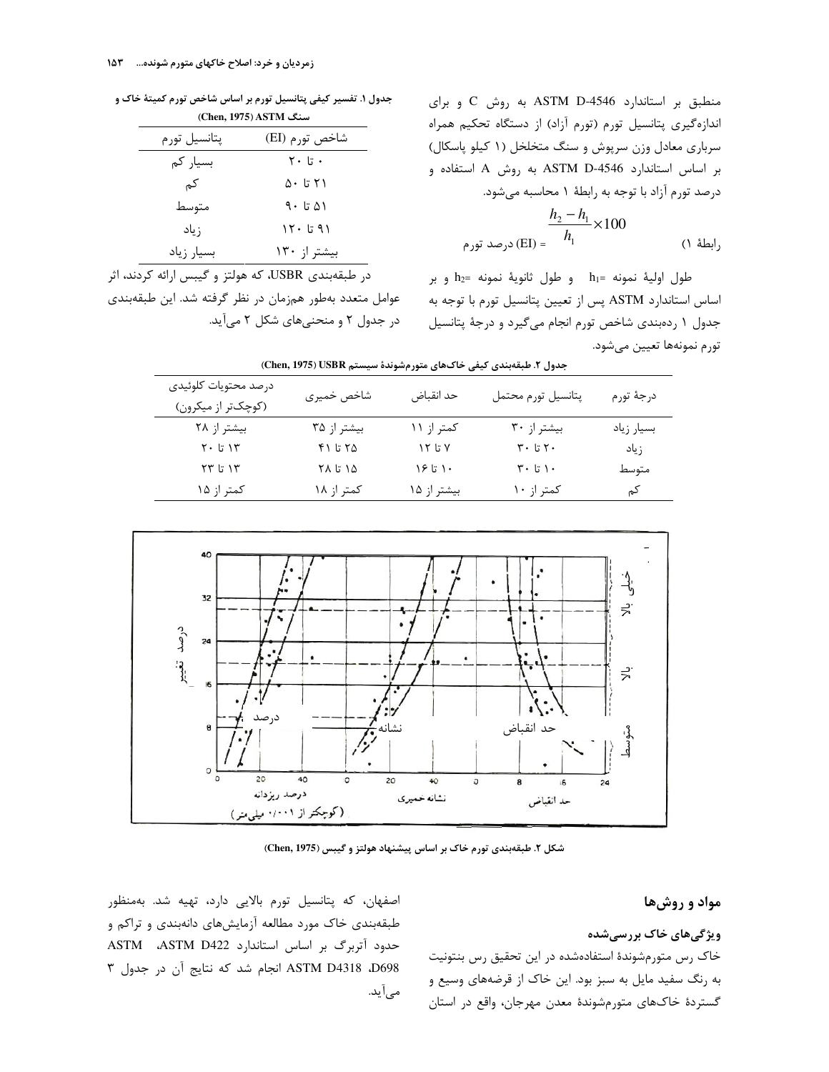منطبق بر استاندارد ASTM D-4546 به روش C و برای اندازه‌گیری پتانسیل تورم (تورم آزاد) از دستگاه تحکیم همراه سرباری معادل وزن سرپوش و سنگ متخلخل (۱ کیلو پاسکال) بر اساس استاندارد ASTM D-4546 به روش A استفاده و درصد تورم آزاد با توجه به رابطهٔ ۱ محاسبه می‌شود.

$$\text{(EI) درصد تورم} = \frac{h_2 - h_1}{h_1} \times 100 \qquad \text{رابطهٔ ۱)}$$

طول اولیهٔ نمونه $h_1=$ و طول ثانویهٔ نمونه $h_2=$ و بر اساس استاندارد ASTM پس از تعیین پتانسیل تورم با توجه به جدول ۱ رده‌بندی شاخص تورم انجام می‌گیرد و درجهٔ پتانسیل تورم نمونه‌ها تعیین می‌شود.

**جدول ۱. تفسیر کیفی پتانسیل تورم بر اساس شاخص تورم کمیتهٔ خاک و سنگ ASTM (Chen, 1975)**

| شاخص تورم (EI) | پتانسیل تورم |
| --- | --- |
| ۰ تا ۲۰ | بسیار کم |
| ۲۱ تا ۵۰ | کم |
| ۵۱ تا ۹۰ | متوسط |
| ۹۱ تا ۱۲۰ | زیاد |
| بیشتر از ۱۳۰ | بسیار زیاد |

در طبقه‌بندی USBR، که هولتز و گیبس ارائه کردند، اثر عوامل متعدد به‌طور هم‌زمان در نظر گرفته شد. این طبقه‌بندی در جدول ۲ و منحنی‌های شکل ۲ می‌آید.

**جدول ۲. طبقه‌بندی کیفی خاک‌های متورم‌شوندهٔ سیستم USBR (Chen, 1975)**

| درجهٔ تورم | پتانسیل تورم محتمل | حد انقباض | شاخص خمیری | درصد محتویات کلوئیدی (کوچک‌تر از میکرون) |
| --- | --- | --- | --- | --- |
| بسیار زیاد | بیشتر از ۳۰ | کمتر از ۱۱ | بیشتر از ۳۵ | بیشتر از ۲۸ |
| زیاد | ۲۰ تا ۳۰ | ۷ تا ۱۲ | ۲۵ تا ۴۱ | ۱۳ تا ۲۰ |
| متوسط | ۱۰ تا ۳۰ | ۱۰ تا ۱۶ | ۱۵ تا ۲۸ | ۱۳ تا ۲۳ |
| کم | کمتر از ۱۰ | بیشتر از ۱۵ | کمتر از ۱۸ | کمتر از ۱۵ |

شکل ۲. طبقه‌بندی تورم خاک بر اساس پیشنهاد هولتز و گیبس (Chen, 1975)

## مواد و روش‌ها

### ویژگی‌های خاک بررسی‌شده

خاک رس متورم‌شوندهٔ استفاده‌شده در این تحقیق رس بنتونیت به رنگ سفید مایل به سبز بود. این خاک از قرضه‌های وسیع و گستردهٔ خاک‌های متورم‌شوندهٔ معدن مهرجان، واقع در استان اصفهان، که پتانسیل تورم بالایی دارد، تهیه شد. به‌منظور طبقه‌بندی خاک مورد مطالعه آزمایش‌های دانه‌بندی و تراکم و حدود آتربرگ بر اساس استاندارد ASTM D422، ASTM D698، ASTM D4318 انجام شد که نتایج آن در جدول ۳ می‌آید.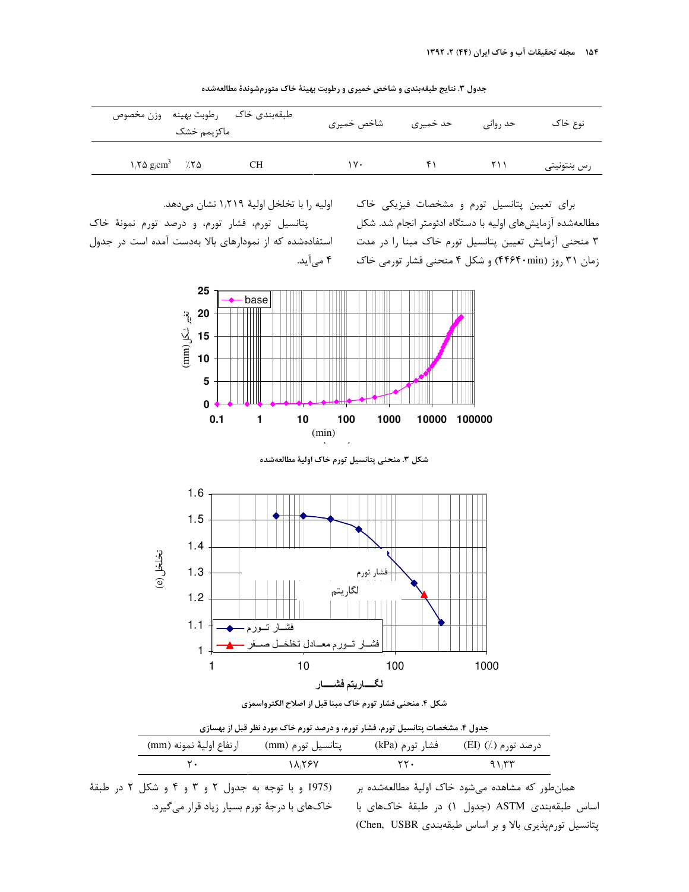جدول ۳. نتایج طبقه‌بندی و شاخص خمیری و رطوبت بهینهٔ خاک متورم‌شوندهٔ مطالعه‌شده

| نوع خاک | حد روانی | حد خمیری | شاخص خمیری | طبقه‌بندی خاک | رطوبت بهینه | وزن مخصوص ماکزیمم خشک |
|---|---|---|---|---|---|---|
| رس بنتونیتی | ۲۱۱ | ۴۱ | ۱۷۰ | CH | ٪۲۵ | ۱٫۲۵ $g/cm^3$ |

برای تعیین پتانسیل تورم و مشخصات فیزیکی خاک مطالعه‌شده آزمایش‌های اولیه با دستگاه ادئومتر انجام شد. شکل ۳ منحنی آزمایش تعیین پتانسیل تورم خاک مبنا را در مدت زمان ۳۱ روز (۴۴۶۴۰min) و شکل ۴ منحنی فشار تورمی خاک اولیه را با تخلخل اولیهٔ ۱٫۲۱۹ نشان می‌دهد.

پتانسیل تورم، فشار تورم، و درصد تورم نمونهٔ خاک استفاده‌شده که از نمودارهای بالا به‌دست آمده است در جدول ۴ می‌آید.

شکل ۳. منحنی پتانسیل تورم خاک اولیهٔ مطالعه‌شده

شکل ۴. منحنی فشار تورم خاک مبنا قبل از اصلاح الکترواسمزی

جدول ۴. مشخصات پتانسیل تورم، فشار تورم، و درصد تورم خاک مورد نظر قبل از بهسازی

| درصد تورم (٪) (EI) | فشار تورم (kPa) | پتانسیل تورم (mm) | ارتفاع اولیهٔ نمونه (mm) |
|---|---|---|---|
| ۹۱٫۳۳ | ۲۲۰ | ۱۸٫۲۶۷ | ۲۰ |

همان‌طور که مشاهده می‌شود خاک اولیهٔ مطالعه‌شده بر اساس طبقه‌بندی ASTM (جدول ۱) در طبقهٔ خاک‌های با پتانسیل تورم‌پذیری بالا و بر اساس طبقه‌بندی USBR (Chen, 1975) و با توجه به جدول ۲ و ۳ و ۴ و شکل ۲ در طبقهٔ خاک‌های با درجهٔ تورم بسیار زیاد قرار می‌گیرد.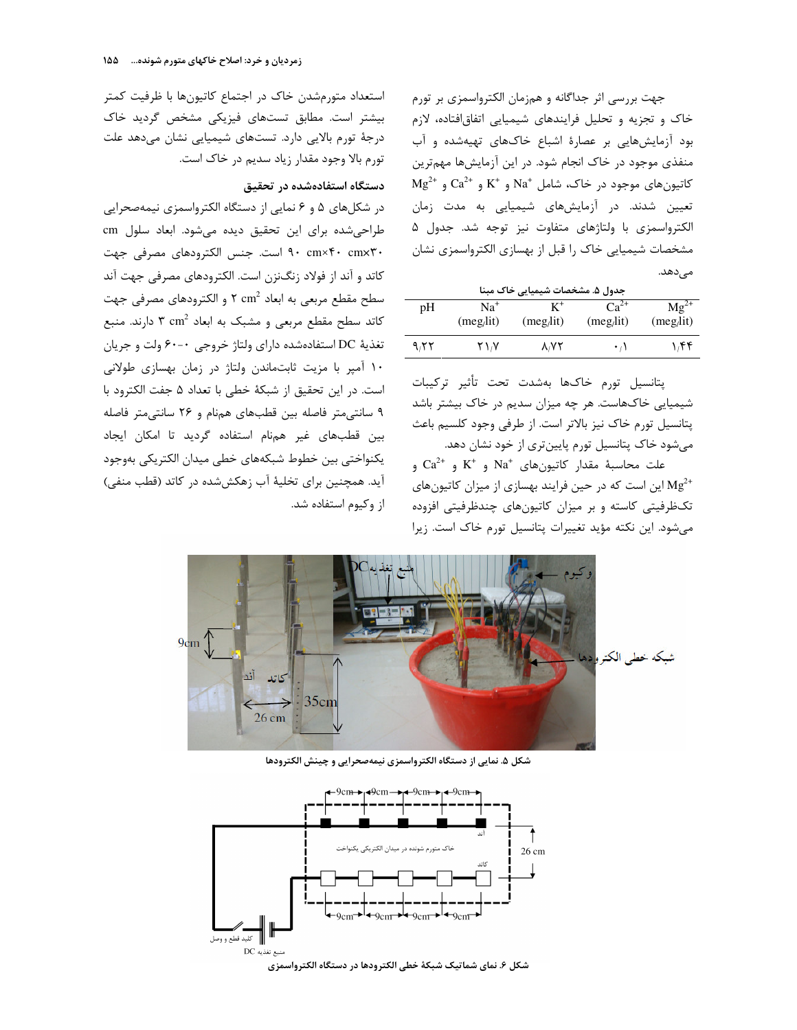جهت بررسی اثر جداگانه و همزمان الکترواسمزی بر تورم خاک و تجزیه و تحلیل فرایندهای شیمیایی اتفاق‌افتاده، لازم بود آزمایش‌هایی بر عصارهٔ اشباع خاک‌های تهیه‌شده و آب منفذی موجود در خاک انجام شود. در این آزمایش‌ها مهم‌ترین کاتیون‌های موجود در خاک، شامل $Na^+$ و $K^+$ و $Ca^{2+}$ و $Mg^{2+}$ تعیین شدند. در آزمایش‌های شیمیایی به مدت زمان الکترواسمزی با ولتاژهای متفاوت نیز توجه شد. جدول ۵ مشخصات شیمیایی خاک را قبل از بهسازی الکترواسمزی نشان می‌دهد.

**جدول ۵. مشخصات شیمیایی خاک مبنا**

| pH | $Na^+$ (meq/lit) | $K^+$ (meq/lit) | $Ca^{2+}$ (meq/lit) | $Mg^{2+}$ (meq/lit) |
|---|---|---|---|---|
| ۹/۲۲ | ۲۱/۷ | ۸/۷۲ | ۰/۱ | ۱/۴۴ |

پتانسیل تورم خاک‌ها به‌شدت تحت تأثیر ترکیبات شیمیایی خاک‌هاست. هر چه میزان سدیم در خاک بیشتر باشد پتانسیل تورم خاک نیز بالاتر است. از طرفی وجود کلسیم باعث می‌شود خاک پتانسیل تورم پایین‌تری از خود نشان دهد.

علت محاسبهٔ مقدار کاتیون‌های $Na^+$ و $K^+$ و $Ca^{2+}$ و $Mg^{2+}$ این است که در حین فرایند بهسازی از میزان کاتیون‌های تک‌ظرفیتی کاسته و بر میزان کاتیون‌های چندظرفیتی افزوده می‌شود. این نکته مؤید تغییرات پتانسیل تورم خاک است. زیرا استعداد متورم‌شدن خاک در اجتماع کاتیون‌ها با ظرفیت کمتر بیشتر است. مطابق تست‌های فیزیکی مشخص گردید خاک درجهٔ تورم بالایی دارد. تست‌های شیمیایی نشان می‌دهد علت تورم بالا وجود مقدار زیاد سدیم در خاک است.

### دستگاه استفاده‌شده در تحقیق

در شکل‌های ۵ و ۶ نمایی از دستگاه الکترواسمزی نیمه‌صحرایی طراحی‌شده برای این تحقیق دیده می‌شود. ابعاد سلول cm ۹۰ cm×۴۰ cm×۳۰ است. جنس الکترودهای مصرفی جهت کاتد و آند از فولاد زنگ‌نزن است. الکترودهای مصرفی جهت آند سطح مقطع مربعی به ابعاد $2\ cm^2$ و الکترودهای مصرفی جهت کاتد سطح مقطع مربعی و مشبک به ابعاد $3\ cm^2$ دارند. منبع تغذیهٔ DC استفاده‌شده دارای ولتاژ خروجی ۰-۶۰ ولت و جریان ۱۰ آمپر با مزیت ثابت‌ماندن ولتاژ در زمان بهسازی طولانی است. در این تحقیق از شبکهٔ خطی با تعداد ۵ جفت الکترود با ۹ سانتی‌متر فاصله بین قطب‌های همنام و ۲۶ سانتی‌متر فاصله بین قطب‌های غیر همنام استفاده گردید تا امکان ایجاد یکنواختی بین خطوط شبکه‌های خطی میدان الکتریکی به‌وجود آید. همچنین برای تخلیهٔ آب زهکش‌شده در کاتد (قطب منفی) از وکیوم استفاده شد.

**شکل ۵. نمایی از دستگاه الکترواسمزی نیمه‌صحرایی و چینش الکترودها**

**شکل ۶. نمای شماتیک شبکهٔ خطی الکترودها در دستگاه الکترواسمزی**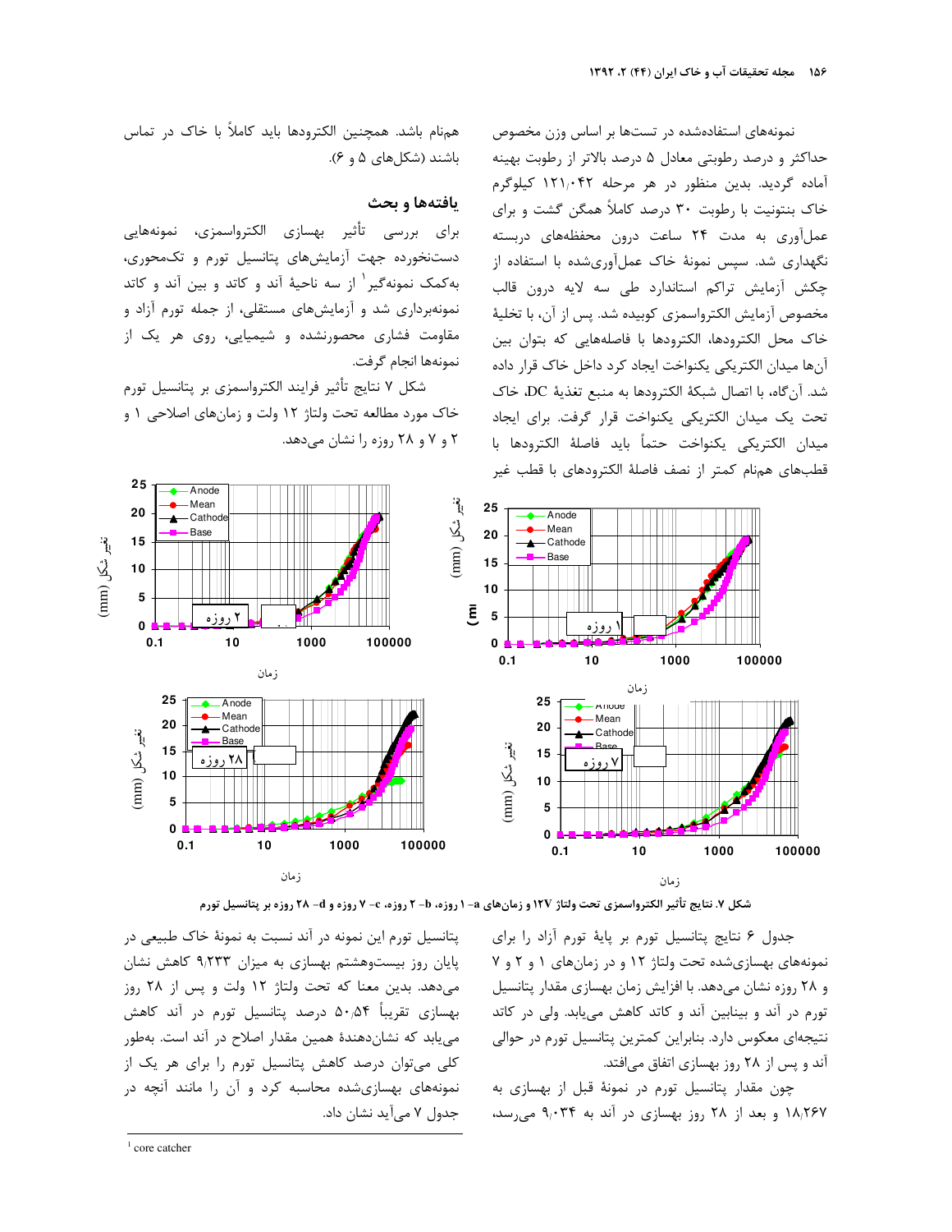نمونه‌های استفاده‌شده در تست‌ها بر اساس وزن مخصوص حداکثر و درصد رطوبتی معادل ۵ درصد بالاتر از رطوبت بهینه آماده گردید. بدین منظور در هر مرحله ۱۲۱/۰۴۲ کیلوگرم خاک بنتونیت با رطوبت ۳۰ درصد کاملاً همگن گشت و برای عمل‌آوری به مدت ۲۴ ساعت درون محفظه‌های دربسته نگهداری شد. سپس نمونهٔ خاک عمل‌آوری‌شده با استفاده از چکش آزمایش تراکم استاندارد طی سه لایه درون قالب مخصوص آزمایش الکترواسمزی کوبیده شد. پس از آن، با تخلیهٔ خاک محل الکترودها، الکترودها با فاصله‌هایی که بتوان بین آن‌ها میدان الکتریکی یکنواخت ایجاد کرد داخل خاک قرار داده شد. آن‌گاه، با اتصال شبکهٔ الکترودها به منبع تغذیهٔ DC، خاک تحت یک میدان الکتریکی یکنواخت قرار گرفت. برای ایجاد میدان الکتریکی یکنواخت حتماً باید فاصلهٔ الکترودها با قطب‌های همنام کمتر از نصف فاصلهٔ الکترودهای با قطب غیر همنام باشد. همچنین الکترودها باید کاملاً با خاک در تماس باشند (شکل‌های ۵ و ۶).

## یافته‌ها و بحث

برای بررسی تأثیر بهسازی الکترواسمزی، نمونه‌هایی دست‌نخورده جهت آزمایش‌های پتانسیل تورم و تک‌محوری، به‌کمک نمونه‌گیر[1] از سه ناحیهٔ آند و کاتد و بین آند و کاتد نمونه‌برداری شد و آزمایش‌های مستقلی، از جمله تورم آزاد و مقاومت فشاری محصورنشده و شیمیایی، روی هر یک از نمونه‌ها انجام گرفت.

شکل ۷ نتایج تأثیر فرایند الکترواسمزی بر پتانسیل تورم خاک مورد مطالعه تحت ولتاژ ۱۲ ولت و زمان‌های اصلاحی ۱ و ۲ و ۷ و ۲۸ روزه را نشان می‌دهد.

**شکل ۷. نتایج تأثیر الکترواسمزی تحت ولتاژ ۱۲V و زمان‌های a- ۱ روزه، b- ۲ روزه، c- ۷ روزه و d- ۲۸ روزه بر پتانسیل تورم**

جدول ۶ نتایج پتانسیل تورم بر پایهٔ تورم آزاد را برای نمونه‌های بهسازی‌شده تحت ولتاژ ۱۲ و در زمان‌های ۱ و ۲ و ۷ و ۲۸ روزه نشان می‌دهد. با افزایش زمان بهسازی مقدار پتانسیل تورم در آند و بینابین آند و کاتد کاهش می‌یابد. ولی در کاتد نتیجه‌ای معکوس دارد. بنابراین کمترین پتانسیل تورم در حوالی آند و پس از ۲۸ روز بهسازی اتفاق می‌افتد.

چون مقدار پتانسیل تورم در نمونهٔ قبل از بهسازی به ۱۸/۲۶۷ و بعد از ۲۸ روز بهسازی در آند به ۹/۰۳۴ می‌رسد، پتانسیل تورم این نمونه در آند نسبت به نمونهٔ خاک طبیعی در پایان روز بیست‌وهشتم بهسازی به میزان ۹/۲۳۳ کاهش نشان می‌دهد. بدین معنا که تحت ولتاژ ۱۲ ولت و پس از ۲۸ روز بهسازی تقریباً ۵۰/۵۴ درصد پتانسیل تورم در آند کاهش می‌یابد که نشان‌دهندهٔ همین مقدار اصلاح در آند است. به‌طور کلی می‌توان درصد کاهش پتانسیل تورم را برای هر یک از نمونه‌های بهسازی‌شده محاسبه کرد و آن را مانند آنچه در جدول ۷ می‌آید نشان داد.

---
[1] core catcher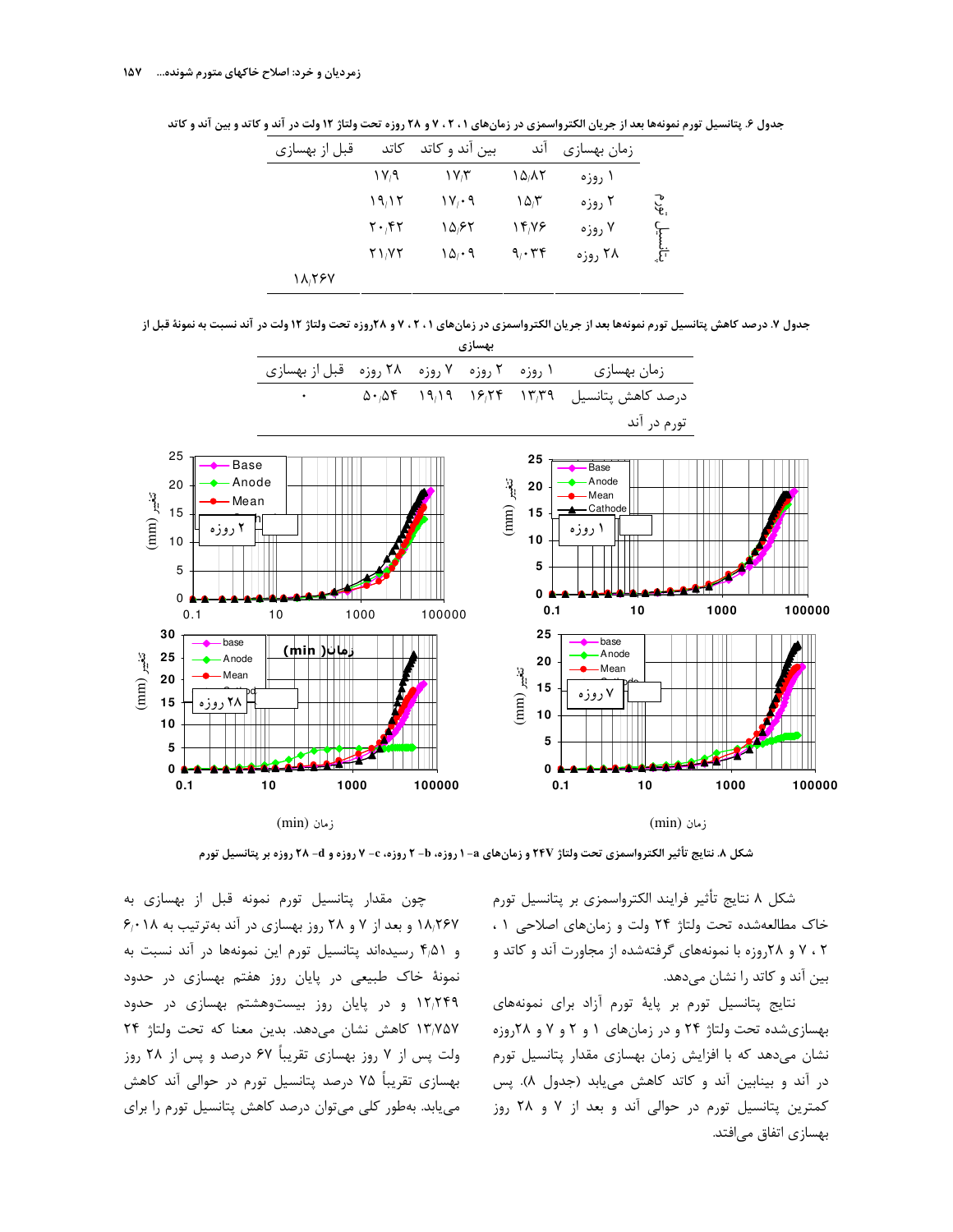جدول ۶. پتانسیل تورم نمونه‌ها بعد از جریان الکترواسمزی در زمان‌های ۱ ، ۲ ، ۷ و ۲۸ روزه تحت ولتاژ ۱۲ ولت در آند و کاتد و بین آند و کاتد

| | زمان بهسازی | آند | بین آند و کاتد | کاتد | قبل از بهسازی |
|---|---|---|---|---|---|
| پتانسیل تورم | ۱ روزه | ۱۵٫۸۲ | ۱۷٫۳ | ۱۷٫۹ | |
| | ۲ روزه | ۱۵٫۳ | ۱۷٫۰۹ | ۱۹٫۱۲ | |
| | ۷ روزه | ۱۴٫۷۶ | ۱۵٫۶۲ | ۲۰٫۴۲ | |
| | ۲۸ روزه | ۹٫۰۳۴ | ۱۵٫۰۹ | ۲۱٫۷۲ | |
| | | | | | ۱۸٫۲۶۷ |

جدول ۷. درصد کاهش پتانسیل تورم نمونه‌ها بعد از جریان الکترواسمزی در زمان‌های ۱ ، ۲ ، ۷ و ۲۸روزه تحت ولتاژ ۱۲ ولت در آند نسبت به نمونهٔ قبل از بهسازی

| زمان بهسازی | ۱ روزه | ۲ روزه | ۷ روزه | ۲۸ روزه | قبل از بهسازی |
|---|---|---|---|---|---|
| درصد کاهش پتانسیل تورم در آند | ۱۳٫۳۹ | ۱۶٫۲۴ | ۱۹٫۱۹ | ۵۰٫۵۴ | ۰ |

شکل ۸. نتایج تأثیر الکترواسمزی تحت ولتاژ ۲۴V و زمان‌های a- ۱ روزه، b- ۲ روزه، c- ۷ روزه و d- ۲۸ روزه بر پتانسیل تورم

شکل ۸ نتایج تأثیر فرایند الکترواسمزی بر پتانسیل تورم خاک مطالعه‌شده تحت ولتاژ ۲۴ ولت و زمان‌های اصلاحی ۱ ، ۲ ، ۷ و ۲۸روزه با نمونه‌های گرفته‌شده از مجاورت آند و کاتد و بین آند و کاتد را نشان می‌دهد.

نتایج پتانسیل تورم بر پایهٔ تورم آزاد برای نمونه‌های بهسازی‌شده تحت ولتاژ ۲۴ و در زمان‌های ۱ و ۲ و ۷ و ۲۸روزه نشان می‌دهد که با افزایش زمان بهسازی مقدار پتانسیل تورم در آند و بینابین آند و کاتد کاهش می‌یابد (جدول ۸). پس کمترین پتانسیل تورم در حوالی آند و بعد از ۷ و ۲۸ روز بهسازی اتفاق می‌افتد.

چون مقدار پتانسیل تورم نمونه قبل از بهسازی به ۱۸٫۲۶۷ و بعد از ۷ و ۲۸ روز بهسازی در آند به‌ترتیب به ۶٫۰۱۸ و ۴٫۵۱ رسیده‌اند پتانسیل تورم این نمونه‌ها در آند نسبت به نمونهٔ خاک طبیعی در پایان روز هفتم بهسازی در حدود ۱۲٫۲۴۹ و در پایان روز بیست‌وهشتم بهسازی در حدود ۱۳٫۷۵۷ کاهش نشان می‌دهد. بدین معنا که تحت ولتاژ ۲۴ ولت پس از ۷ روز بهسازی تقریباً ۶۷ درصد و پس از ۲۸ روز بهسازی تقریباً ۷۵ درصد پتانسیل تورم در حوالی آند کاهش می‌یابد. به‌طور کلی می‌توان درصد کاهش پتانسیل تورم را برای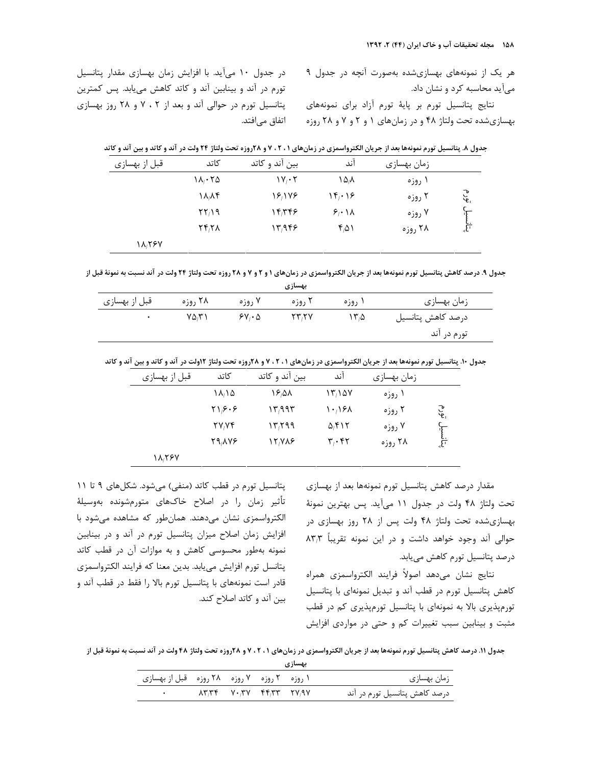هر یک از نمونه‌های بهسازی‌شده به‌صورت آنچه در جدول ۹ می‌آید محاسبه کرد و نشان داد.

نتایج پتانسیل تورم بر پایهٔ تورم آزاد برای نمونه‌های بهسازی‌شده تحت ولتاژ ۴۸ و در زمان‌های ۱ و ۲ و ۷ و ۲۸ روزه در جدول ۱۰ می‌آید. با افزایش زمان بهسازی مقدار پتانسیل تورم در آند و بین‌این آند و کاتد کاهش می‌یابد. پس کمترین پتانسیل تورم در حوالی آند و بعد از ۲ ، ۷ و ۲۸ روز بهسازی اتفاق می‌افتد.

**جدول ۸. پتانسیل تورم نمونه‌ها بعد از جریان الکترواسمزی در زمان‌های ۱ ، ۲ ، ۷ و ۲۸روزه تحت ولتاژ ۲۴ ولت در آند و کاتد و بین آند و کاتد**

| | زمان بهسازی | آند | بین آند و کاتد | کاتد | قبل از بهسازی |
|---|---|---|---|---|---|
| پتانسیل تورم | ۱ روزه | ۱۵/۸ | ۱۷/۰۲ | ۱۸/۰۲۵ | |
| | ۲ روزه | ۱۴/۰۱۶ | ۱۶/۱۷۶ | ۱۸/۸۴ | |
| | ۷ روزه | ۶/۰۱۸ | ۱۴/۳۴۶ | ۲۲/۱۹ | |
| | ۲۸ روزه | ۴/۵۱ | ۱۳/۹۴۶ | ۲۴/۲۸ | |
| | | | | | ۱۸/۲۶۷ |

**جدول ۹. درصد کاهش پتانسیل تورم نمونه‌ها بعد از جریان الکترواسمزی در زمان‌های ۱ و ۲ و ۷ و ۲۸ روزه تحت ولتاژ ۲۴ ولت در آند نسبت به نمونهٔ قبل از بهسازی**

| زمان بهسازی | ۱ روزه | ۲ روزه | ۷ روزه | ۲۸ روزه | قبل از بهسازی |
|---|---|---|---|---|---|
| درصد کاهش پتانسیل تورم در آند | ۱۳/۵ | ۲۳/۲۷ | ۶۷/۰۵ | ۷۵/۳۱ | ۰ |

**جدول ۱۰. پتانسیل تورم نمونه‌ها بعد از جریان الکترواسمزی در زمان‌های ۱ ، ۲ ، ۷ و ۲۸روزه تحت ولتاژ ۱۲ولت در آند و کاتد و بین آند و کاتد**

| | زمان بهسازی | آند | بین آند و کاتد | کاتد | قبل از بهسازی |
|---|---|---|---|---|---|
| پتانسیل تورم | ۱ روزه | ۱۳/۱۵۷ | ۱۶/۵۸ | ۱۸/۱۵ | |
| | ۲ روزه | ۱۰/۱۶۸ | ۱۳/۹۹۳ | ۲۱/۶۰۶ | |
| | ۷ روزه | ۵/۴۱۲ | ۱۳/۲۹۹ | ۲۷/۷۴ | |
| | ۲۸ روزه | ۳/۰۴۲ | ۱۲/۷۸۶ | ۲۹/۸۷۶ | |
| | | | | | ۱۸/۲۶۷ |

مقدار درصد کاهش پتانسیل تورم نمونه‌ها بعد از بهسازی تحت ولتاژ ۴۸ ولت در جدول ۱۱ می‌آید. پس بهترین نمونهٔ بهسازی‌شده تحت ولتاژ ۴۸ ولت پس از ۲۸ روز بهسازی در حوالی آند وجود خواهد داشت و در این نمونه تقریباً ۸۳/۳ درصد پتانسیل تورم کاهش می‌یابد.

نتایج نشان می‌دهد اصولاً فرایند الکترواسمزی همراه کاهش پتانسیل تورم در قطب آند و تبدیل نمونه‌ای با پتانسیل تورم‌پذیری بالا به نمونه‌ای با پتانسیل تورم‌پذیری کم در قطب مثبت و بینابین سبب تغییرات کم و حتی در مواردی افزایش پتانسیل تورم در قطب کاتد (منفی) می‌شود. شکل‌های ۹ تا ۱۱ تأثیر زمان را در اصلاح خاک‌های متورم‌شونده به‌وسیلهٔ الکترواسمزی نشان می‌دهند. همان‌طور که مشاهده می‌شود با افزایش زمان اصلاح میزان پتانسیل تورم در آند و در بینابین نمونه به‌طور محسوسی کاهش و به موازات آن در قطب کاتد پتانسیل تورم افزایش می‌یابد. بدین معنا که فرایند الکترواسمزی قادر است نمونه‌های با پتانسیل تورم بالا را فقط در قطب آند و بین آند و کاتد اصلاح کند.

**جدول ۱۱. درصد کاهش پتانسیل تورم نمونه‌ها بعد از جریان الکترواسمزی در زمان‌های ۱ ، ۲ ، ۷ و ۲۸روزه تحت ولتاژ ۴۸ ولت در آند نسبت به نمونهٔ قبل از بهسازی**

| زمان بهسازی | ۱ روزه | ۲ روزه | ۷ روزه | ۲۸ روزه | قبل از بهسازی |
|---|---|---|---|---|---|
| درصد کاهش پتانسیل تورم در آند | ۲۷/۹۷ | ۴۴/۳۳ | ۷۰/۳۷ | ۸۳/۳۴ | ۰ |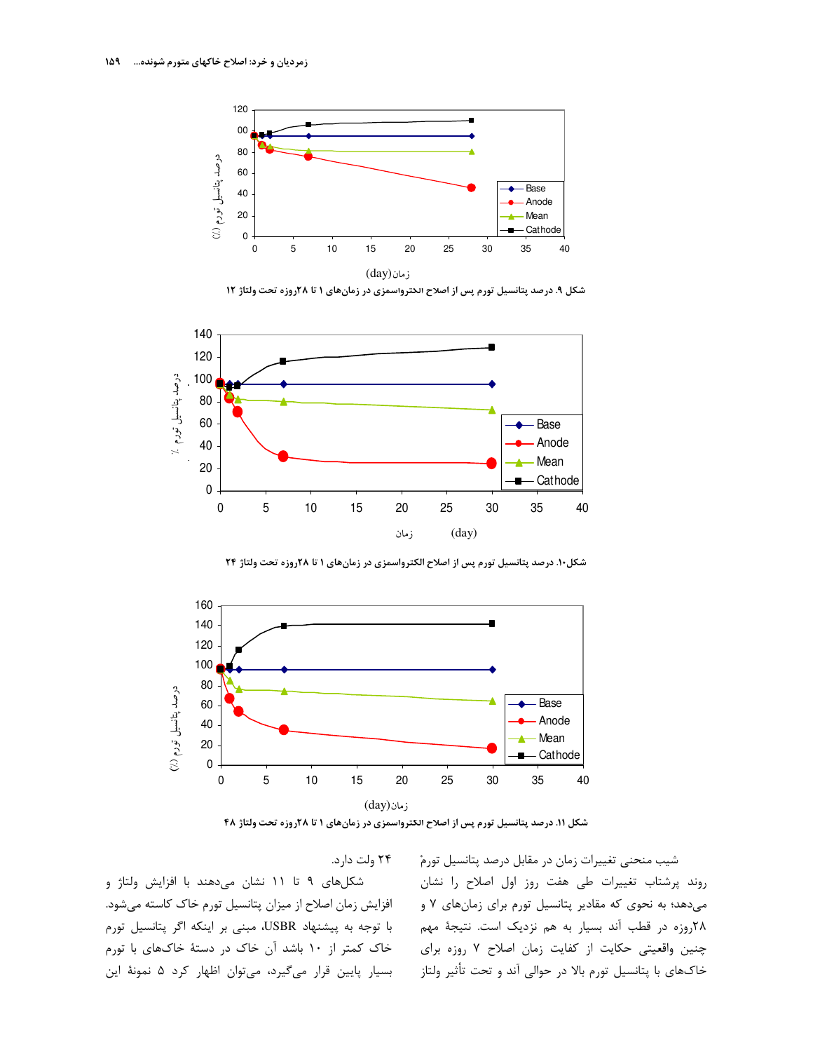شکل ۹. درصد پتانسیل تورم پس از اصلاح الکترواسمزی در زمان‌های ۱ تا ۲۸روزه تحت ولتاژ ۱۲

شکل۱۰. درصد پتانسیل تورم پس از اصلاح الکترواسمزی در زمان‌های ۱ تا ۲۸روزه تحت ولتاژ ۲۴

شکل ۱۱. درصد پتانسیل تورم پس از اصلاح الکترواسمزی در زمان‌های ۱ تا ۲۸روزه تحت ولتاژ ۴۸

شیب منحنی تغییرات زمان در مقابل درصد پتانسیل تورمْ روند پرشتاب تغییرات طی هفت روز اول اصلاح را نشان می‌دهد؛ به نحوی که مقادیر پتانسیل تورم برای زمان‌های ۷ و ۲۸روزه در قطب آند بسیار به هم نزدیک است. نتیجهٔ مهم چنین واقعیتی حکایت از کفایت زمان اصلاح ۷ روزه برای خاک‌های با پتانسیل تورم بالا در حوالی آند و تحت تأثیر ولتاژ ۲۴ ولت دارد.

شکل‌های ۹ تا ۱۱ نشان می‌دهند با افزایش ولتاژ و افزایش زمان اصلاح از میزان پتانسیل تورم خاک کاسته می‌شود. با توجه به پیشنهاد USBR، مبنی بر اینکه اگر پتانسیل تورم خاک کمتر از ۱۰ باشد آن خاک در دستهٔ خاک‌های با تورم بسیار پایین قرار می‌گیرد، می‌توان اظهار کرد ۵ نمونهٔ این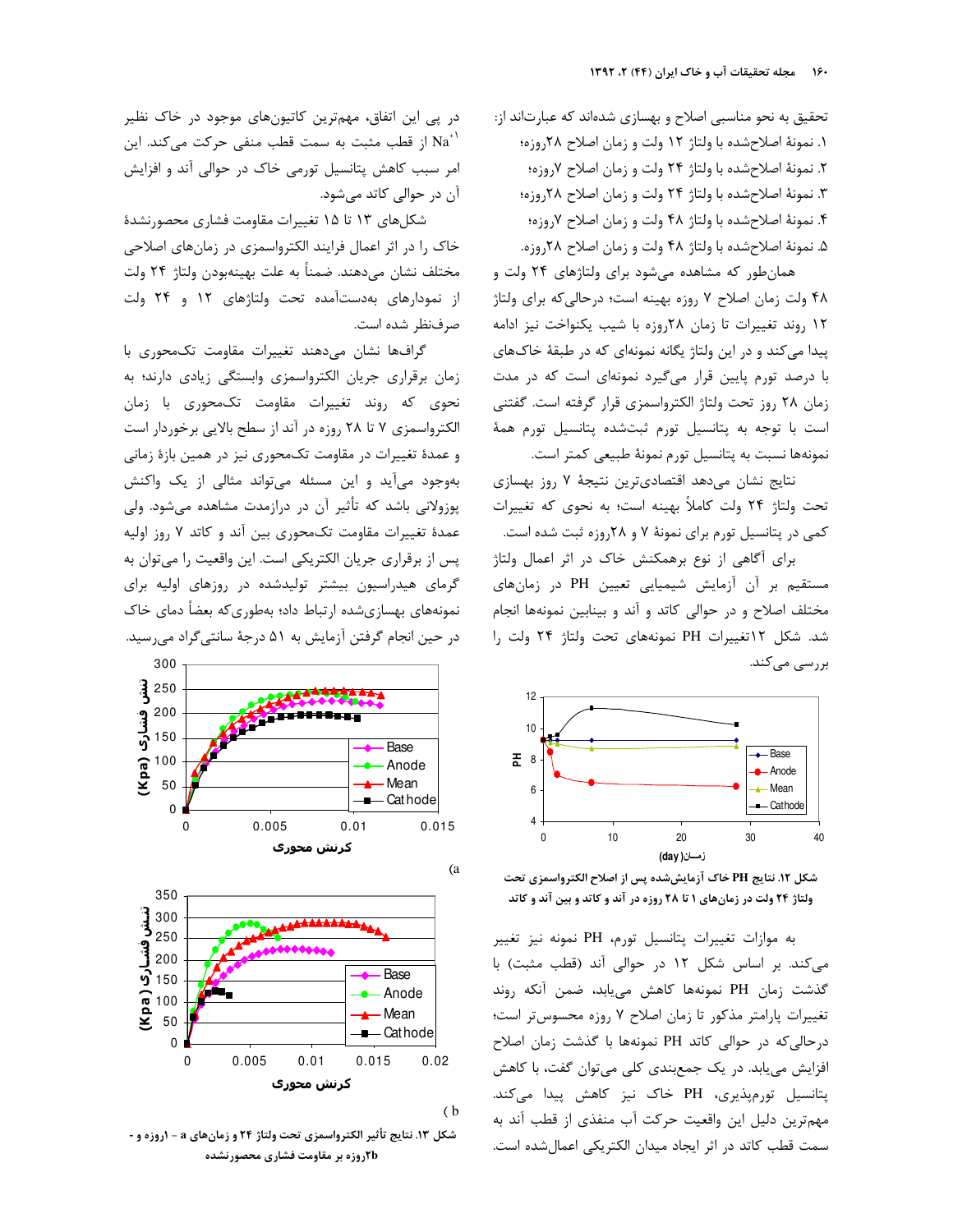تحقیق به نحو مناسبی اصلاح و بهسازی شده‌اند عبارت‌اند از:

۱. نمونهٔ اصلاح‌شده با ولتاژ ۱۲ ولت و زمان اصلاح ۲۸روزه؛
۲. نمونهٔ اصلاح‌شده با ولتاژ ۲۴ ولت و زمان اصلاح ۷روزه؛
۳. نمونهٔ اصلاح‌شده با ولتاژ ۲۴ ولت و زمان اصلاح ۲۸روزه؛
۴. نمونهٔ اصلاح‌شده با ولتاژ ۴۸ ولت و زمان اصلاح ۷روزه؛
۵. نمونهٔ اصلاح‌شده با ولتاژ ۴۸ ولت و زمان اصلاح ۲۸روزه.

همان‌طور که مشاهده می‌شود برای ولتاژهای ۲۴ ولت و ۴۸ ولت زمان اصلاح ۷ روزه بهینه است؛ درحالی‌که برای ولتاژ ۱۲ روند تغییرات تا زمان ۲۸روزه با شیب یکنواخت نیز ادامه پیدا می‌کند و در این ولتاژ یگانه نمونه‌ای که در طبقهٔ خاک‌های با درصد تورم پایین قرار می‌گیرد نمونه‌ای است که در مدت زمان ۲۸ روز تحت ولتاژ الکترواسمزی قرار گرفته است. گفتنی است با توجه به پتانسیل تورم ثبت‌شده پتانسیل تورم همهٔ نمونه‌ها نسبت به پتانسیل تورم نمونهٔ طبیعی کمتر است.

نتایج نشان می‌دهد اقتصادی‌ترین نتیجهٔ ۷ روز بهسازی تحت ولتاژ ۲۴ ولت کاملاً بهینه است؛ به نحوی که تغییرات کمی در پتانسیل تورم برای نمونهٔ ۷ و ۲۸روزه ثبت شده است.

برای آگاهی از نوع برهمکنش خاک در اثر اعمال ولتاژ مستقیم بر آن آزمایش شیمیایی تعیین PH در زمان‌های مختلف اصلاح و در حوالی کاتد و آند و بینابین نمونه‌ها انجام شد. شکل ۱۲تغییرات PH نمونه‌های تحت ولتاژ ۲۴ ولت را بررسی می‌کند.

**شکل ۱۲. نتایج PH خاک آزمایش‌شده پس از اصلاح الکترواسمزی تحت ولتاژ ۲۴ ولت در زمان‌های ۱ تا ۲۸ روزه در آند و کاتد و بین آند و کاتد**

به موازات تغییرات پتانسیل تورم، PH نمونه نیز تغییر می‌کند. بر اساس شکل ۱۲ در حوالی آند (قطب مثبت) با گذشت زمان PH نمونه‌ها کاهش می‌یابد، ضمن آنکه روند تغییرات پارامتر مذکور تا زمان اصلاح ۷ روزه محسوس‌تر است؛ درحالی‌که در حوالی کاتد PH نمونه‌ها با گذشت زمان اصلاح افزایش می‌یابد. در یک جمع‌بندی کلی می‌توان گفت، با کاهش پتانسیل تورم‌پذیری، PH خاک نیز کاهش پیدا می‌کند. مهم‌ترین دلیل این واقعیت حرکت آب منفذی از قطب آند به سمت قطب کاتد در اثر ایجاد میدان الکتریکی اعمال‌شده است.

در پی این اتفاق، مهم‌ترین کاتیون‌های موجود در خاک نظیر $Na^{+}$[1] از قطب مثبت به سمت قطب منفی حرکت می‌کند. این امر سبب کاهش پتانسیل تورمی خاک در حوالی آند و افزایش آن در حوالی کاتد می‌شود.

شکل‌های ۱۳ تا ۱۵ تغییرات مقاومت فشاری محصورنشدهٔ خاک را در اثر اعمال فرایند الکترواسمزی در زمان‌های اصلاحی مختلف نشان می‌دهند. ضمناً به علت بهینه‌بودن ولتاژ ۲۴ ولت از نمودارهای به‌دست‌آمده تحت ولتاژهای ۱۲ و ۲۴ ولت صرف‌نظر شده است.

گراف‌ها نشان می‌دهند تغییرات مقاومت تک‌محوری با زمان برقراری جریان الکترواسمزی وابستگی زیادی دارند؛ به نحوی که روند تغییرات مقاومت تک‌محوری با زمان الکترواسمزی ۷ تا ۲۸ روزه در آند از سطح بالایی برخوردار است و عمدهٔ تغییرات در مقاومت تک‌محوری نیز در همین بازهٔ زمانی به‌وجود می‌آید و این مسئله می‌تواند مثالی از یک واکنش پوزولانی باشد که تأثیر آن در درازمدت مشاهده می‌شود. ولی عمدهٔ تغییرات مقاومت تک‌محوری بین آند و کاتد ۷ روز اولیه پس از برقراری جریان الکتریکی است. این واقعیت را می‌توان به گرمای هیدراسیون بیشتر تولیدشده در روزهای اولیه برای نمونه‌های بهسازی‌شده ارتباط داد؛ به‌طوری‌که بعضاً دمای خاک در حین انجام گرفتن آزمایش به ۵۱ درجهٔ سانتی‌گراد می‌رسید.

**شکل ۱۳. نتایج تأثیر الکترواسمزی تحت ولتاژ ۲۴ و زمان‌های a - ۱روزه و b - ۲روزه بر مقاومت فشاری محصورنشده**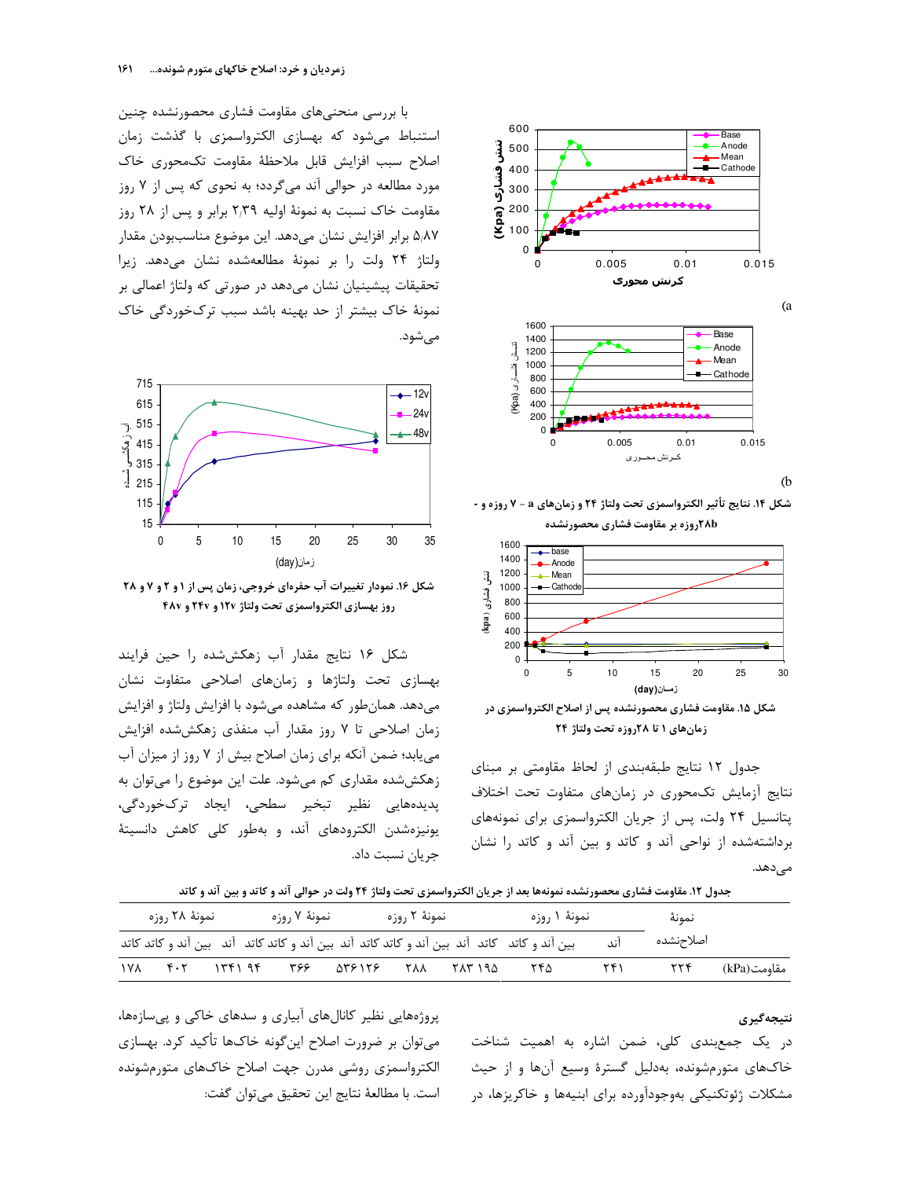با بررسی منحنی‌های مقاومت فشاری محصورنشده چنین استنباط می‌شود که بهسازی الکترواسمزی با گذشت زمان اصلاح سبب افزایش قابل ملاحظهٔ مقاومت تک‌محوری خاک مورد مطالعه در حوالی آند می‌گردد؛ به نحوی که پس از ۷ روز مقاومت خاک نسبت به نمونهٔ اولیه ۲٫۳۹ برابر و پس از ۲۸ روز ۵٫۸۷ برابر افزایش نشان می‌دهد. این موضوع مناسب‌بودن مقدار ولتاژ ۲۴ ولت را بر نمونهٔ مطالعه‌شده نشان می‌دهد. زیرا تحقیقات پیشینیان نشان می‌دهد در صورتی که ولتاژ اعمالی بر نمونهٔ خاک بیشتر از حد بهینه باشد سبب ترک‌خوردگی خاک می‌شود.

**شکل ۱۴.** نتایج تأثیر الکترواسمزی تحت ولتاژ ۲۴ و زمان‌های a – ۷ روزه و b- ۲۸روزه بر مقاومت فشاری محصورنشده

**شکل ۱۵.** مقاومت فشاری محصورنشده پس از اصلاح الکترواسمزی در زمان‌های ۱ تا ۲۸روزه تحت ولتاژ ۲۴

**شکل ۱۶.** نمودار تغییرات آب حفره‌ای خروجی، زمان پس از ۱ و ۲ و ۷ و ۲۸ روز بهسازی الکترواسمزی تحت ولتاژ ۱۲v و ۲۴v و ۴۸v

شکل ۱۶ نتایج مقدار آب زهکش‌شده را حین فرایند بهسازی تحت ولتاژها و زمان‌های اصلاحی متفاوت نشان می‌دهد. همان‌طور که مشاهده می‌شود با افزایش ولتاژ و افزایش زمان اصلاحی تا ۷ روز مقدار آب منفذی زهکش‌شده افزایش می‌یابد؛ ضمن آنکه برای زمان اصلاح بیش از ۷ روز از میزان آب زهکش‌شده مقداری کم می‌شود. علت این موضوع را می‌توان به پدیده‌هایی نظیر تبخیر سطحی، ایجاد ترک‌خوردگی، یونیزه‌شدن الکترودهای آند، و به‌طور کلی کاهش دانسیتهٔ جریان نسبت داد.

جدول ۱۲ نتایج طبقه‌بندی از لحاظ مقاومتی بر مبنای نتایج آزمایش تک‌محوری در زمان‌های متفاوت تحت اختلاف پتانسیل ۲۴ ولت، پس از جریان الکترواسمزی برای نمونه‌های برداشته‌شده از نواحی آند و کاتد و بین آند و کاتد را نشان می‌دهد.

**جدول ۱۲.** مقاومت فشاری محصورنشده نمونه‌ها بعد از جریان الکترواسمزی تحت ولتاژ ۲۴ ولت در حوالی آند و کاتد و بین آند و کاتد

| نمونه | نمونهٔ اصلاح‌نشده | نمونهٔ ۱ روزه | | | نمونهٔ ۲ روزه | | | نمونهٔ ۷ روزه | | | نمونهٔ ۲۸ روزه | | |
|---|---|---|---|---|---|---|---|---|---|---|---|---|---|
| | | آند | بین آند و کاتد | کاتد | آند | بین آند و کاتد | کاتد | آند | بین آند و کاتد | کاتد | آند | بین آند و کاتد | کاتد |
| مقاومت(kPa) | ۲۲۴ | ۲۴۱ | ۲۴۵ | ۱۹۵ | ۲۸۳ | ۲۸۸ | ۱۲۶ | ۵۳۶ | ۳۶۶ | ۹۴ | ۱۳۴۱ | ۴۰۲ | ۱۷۸ |

## نتیجه‌گیری

در یک جمع‌بندی کلی، ضمن اشاره به اهمیت شناخت خاک‌های متورم‌شونده، به‌دلیل گسترهٔ وسیع آن‌ها و از حیث مشکلات ژئوتکنیکی به‌وجودآورده برای ابنیه‌ها و خاکریزها، در پروژه‌هایی نظیر کانال‌های آبیاری و سدهای خاکی و پی‌سازه‌ها، می‌توان بر ضرورت اصلاح این‌گونه خاک‌ها تأکید کرد. بهسازی الکترواسمزی روشی مدرن جهت اصلاح خاک‌های متورم‌شونده است. با مطالعهٔ نتایج این تحقیق می‌توان گفت: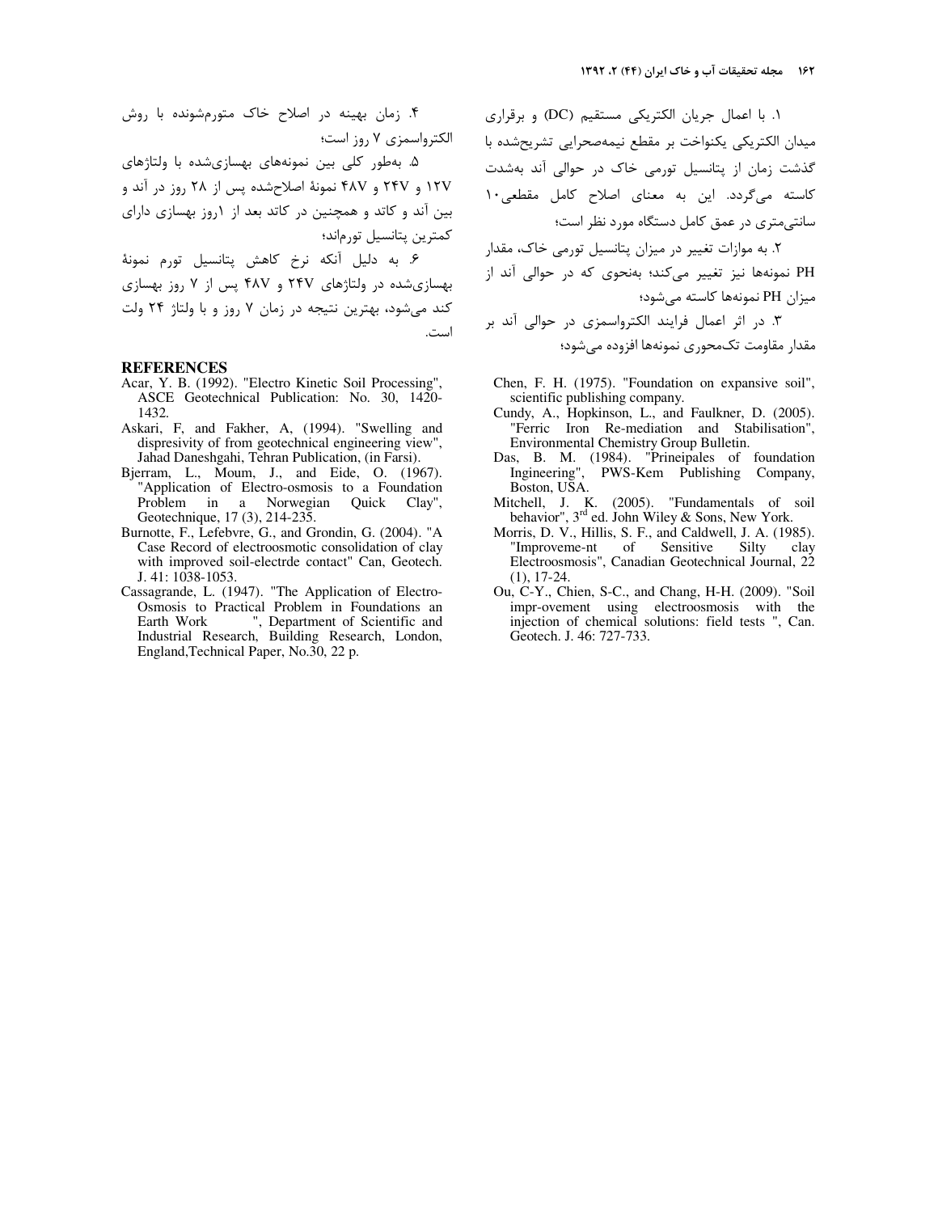۱. با اعمال جریان الکتریکی مستقیم (DC) و برقراری میدان الکتریکی یکنواخت بر مقطع نیمه‌صحرایی تشریح‌شده با گذشت زمان از پتانسیل تورمی خاک در حوالی آند به‌شدت کاسته می‌گردد. این به معنای اصلاح کامل مقطعی۱۰ سانتی‌متری در عمق کامل دستگاه مورد نظر است؛

۲. به موازات تغییر در میزان پتانسیل تورمی خاک، مقدار PH نمونه‌ها نیز تغییر می‌کند؛ به‌نحوی که در حوالی آند از میزان PH نمونه‌ها کاسته می‌شود؛

۳. در اثر اعمال فرایند الکترواسمزی در حوالی آند بر مقدار مقاومت تک‌محوری نمونه‌ها افزوده می‌شود؛

۴. زمان بهینه در اصلاح خاک متورم‌شونده با روش الکترواسمزی ۷ روز است؛

۵. به‌طور کلی بین نمونه‌های بهسازی‌شده با ولتاژهای ۱۲V و ۲۴V و ۴۸V نمونهٔ اصلاح‌شده پس از ۲۸ روز در آند و بین آند و کاتد و همچنین در کاتد بعد از ۱روز بهسازی دارای کمترین پتانسیل تورم‌اند؛

۶. به دلیل آنکه نرخ کاهش پتانسیل تورم نمونهٔ بهسازی‌شده در ولتاژهای ۲۴V و ۴۸V پس از ۷ روز بهسازی کند می‌شود، بهترین نتیجه در زمان ۷ روز و با ولتاژ ۲۴ ولت است.

## REFERENCES

Acar, Y. B. (1992). "Electro Kinetic Soil Processing", ASCE Geotechnical Publication: No. 30, 1420-1432.

Askari, F, and Fakher, A, (1994). "Swelling and dispresivity of from geotechnical engineering view", Jahad Daneshgahi, Tehran Publication, (in Farsi).

Bjerram, L., Moum, J., and Eide, O. (1967). "Application of Electro-osmosis to a Foundation Problem in a Norwegian Quick Clay", Geotechnique, 17 (3), 214-235.

Burnotte, F., Lefebvre, G., and Grondin, G. (2004). "A Case Record of electroosmotic consolidation of clay with improved soil-electrde contact" Can, Geotech. J. 41: 1038-1053.

Cassagrande, L. (1947). "The Application of Electro-Osmosis to Practical Problem in Foundations an Earth Work ", Department of Scientific and Industrial Research, Building Research, London, England,Technical Paper, No.30, 22 p.

Chen, F. H. (1975). "Foundation on expansive soil", scientific publishing company.

Cundy, A., Hopkinson, L., and Faulkner, D. (2005). "Ferric Iron Re-mediation and Stabilisation", Environmental Chemistry Group Bulletin.

Das, B. M. (1984). "Prineipales of foundation Ingineering", PWS-Kem Publishing Company, Boston, USA.

Mitchell, J. K. (2005). "Fundamentals of soil behavior", 3rd ed. John Wiley & Sons, New York.

Morris, D. V., Hillis, S. F., and Caldwell, J. A. (1985). "Improveme-nt of Sensitive Silty clay Electroosmosis", Canadian Geotechnical Journal, 22 (1), 17-24.

Ou, C-Y., Chien, S-C., and Chang, H-H. (2009). "Soil impr-ovement using electroosmosis with the injection of chemical solutions: field tests ", Can. Geotech. J. 46: 727-733.